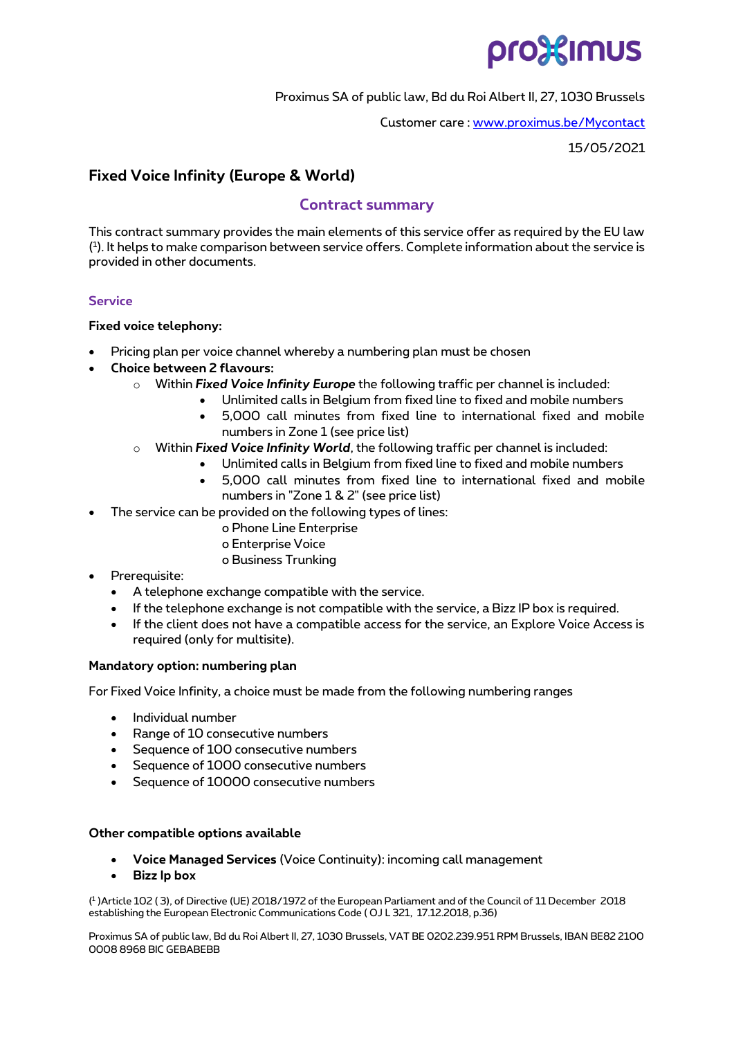Proximus SA of public law, Bd du Roi Albert II, 27, 1030 Brussels

Customer care : www.proximus.be/Mycontact

15/05/2021

# Fixed Voice Infinity (Europe & World)

## Contract summary

This contract summary provides the main elements of this service offer as required by the EU law ([1]). It helps to make comparison between service offers. Complete information about the service is provided in other documents.

### Service

**Fixed voice telephony:**

- Pricing plan per voice channel whereby a numbering plan must be chosen
- **Choice between 2 flavours:**
  - Within ***Fixed Voice Infinity Europe*** the following traffic per channel is included:
    - Unlimited calls in Belgium from fixed line to fixed and mobile numbers
    - 5,000 call minutes from fixed line to international fixed and mobile numbers in Zone 1 (see price list)
  - Within ***Fixed Voice Infinity World***, the following traffic per channel is included:
    - Unlimited calls in Belgium from fixed line to fixed and mobile numbers
    - 5,000 call minutes from fixed line to international fixed and mobile numbers in "Zone 1 & 2" (see price list)
- The service can be provided on the following types of lines:
  - o Phone Line Enterprise
  - o Enterprise Voice
  - o Business Trunking
- Prerequisite:
  - A telephone exchange compatible with the service.
  - If the telephone exchange is not compatible with the service, a Bizz IP box is required.
  - If the client does not have a compatible access for the service, an Explore Voice Access is required (only for multisite).

**Mandatory option: numbering plan**

For Fixed Voice Infinity, a choice must be made from the following numbering ranges

- Individual number
- Range of 10 consecutive numbers
- Sequence of 100 consecutive numbers
- Sequence of 1000 consecutive numbers
- Sequence of 10000 consecutive numbers

**Other compatible options available**

- **Voice Managed Services** (Voice Continuity): incoming call management
- **Bizz Ip box**

([1] )Article 102 ( 3), of Directive (UE) 2018/1972 of the European Parliament and of the Council of 11 December 2018 establishing the European Electronic Communications Code ( OJ L 321, 17.12.2018, p.36)

Proximus SA of public law, Bd du Roi Albert II, 27, 1030 Brussels, VAT BE 0202.239.951 RPM Brussels, IBAN BE82 2100 0008 8968 BIC GEBABEBB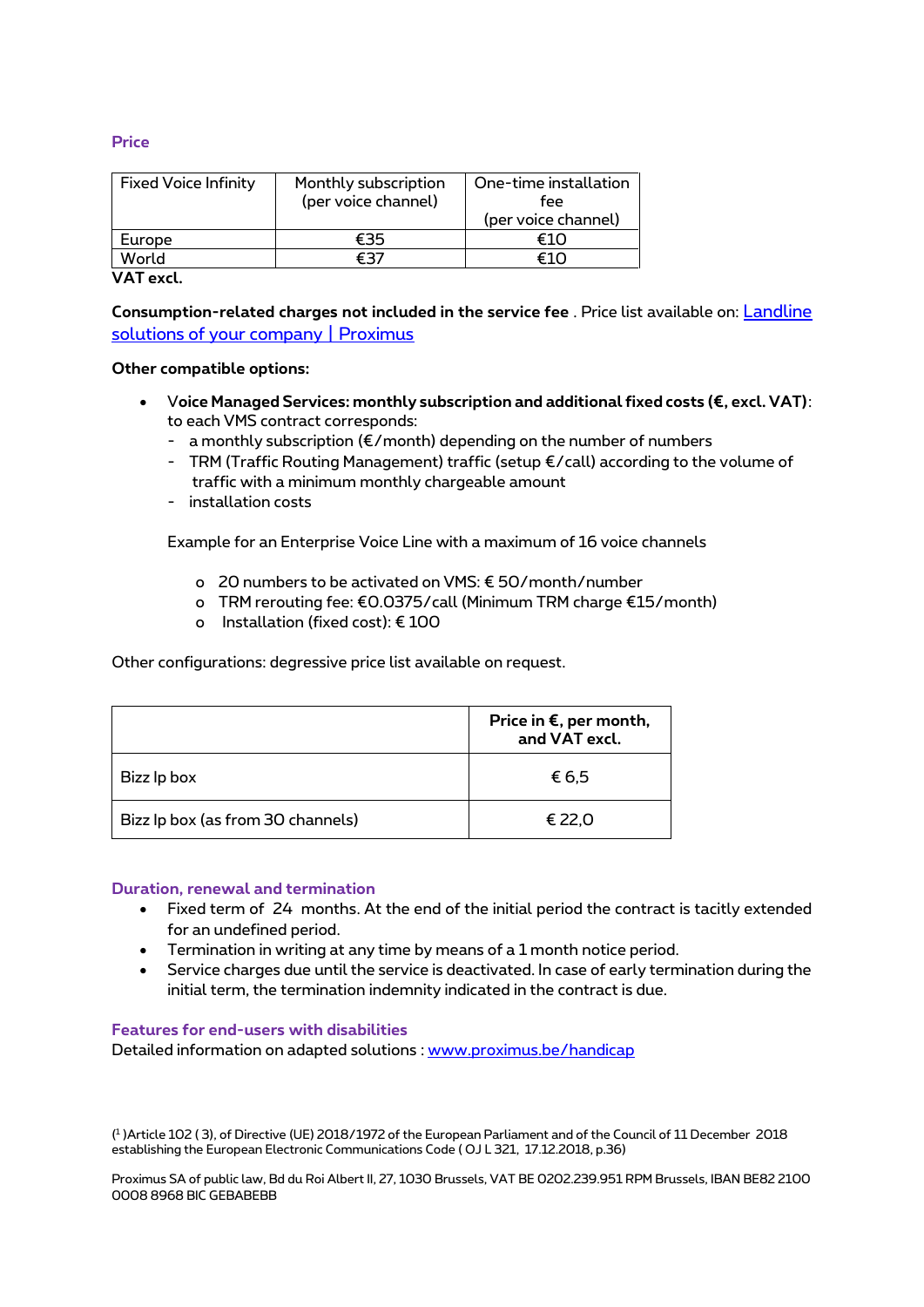## Price

| Fixed Voice Infinity | Monthly subscription (per voice channel) | One-time installation fee (per voice channel) |
|---|---|---|
| Europe | €35 | €10 |
| World | €37 | €10 |

**VAT excl.**

**Consumption-related charges not included in the service fee** . Price list available on: [Landline solutions of your company | Proximus]()

**Other compatible options:**

- **Voice Managed Services: monthly subscription and additional fixed costs (€, excl. VAT)**: to each VMS contract corresponds:
  - a monthly subscription (€/month) depending on the number of numbers
  - TRM (Traffic Routing Management) traffic (setup €/call) according to the volume of traffic with a minimum monthly chargeable amount
  - installation costs

  Example for an Enterprise Voice Line with a maximum of 16 voice channels

  - 20 numbers to be activated on VMS: € 50/month/number
  - TRM rerouting fee: €0.0375/call (Minimum TRM charge €15/month)
  - Installation (fixed cost): € 100

Other configurations: degressive price list available on request.

| | Price in €, per month, and VAT excl. |
|---|---|
| Bizz Ip box | € 6,5 |
| Bizz Ip box (as from 30 channels) | € 22,0 |

## Duration, renewal and termination

- Fixed term of 24 months. At the end of the initial period the contract is tacitly extended for an undefined period.
- Termination in writing at any time by means of a 1 month notice period.
- Service charges due until the service is deactivated. In case of early termination during the initial term, the termination indemnity indicated in the contract is due.

## Features for end-users with disabilities

Detailed information on adapted solutions : [www.proximus.be/handicap](www.proximus.be/handicap)

([1] )Article 102 ( 3), of Directive (UE) 2018/1972 of the European Parliament and of the Council of 11 December 2018 establishing the European Electronic Communications Code ( OJ L 321, 17.12.2018, p.36)

Proximus SA of public law, Bd du Roi Albert II, 27, 1030 Brussels, VAT BE 0202.239.951 RPM Brussels, IBAN BE82 2100 0008 8968 BIC GEBABEBB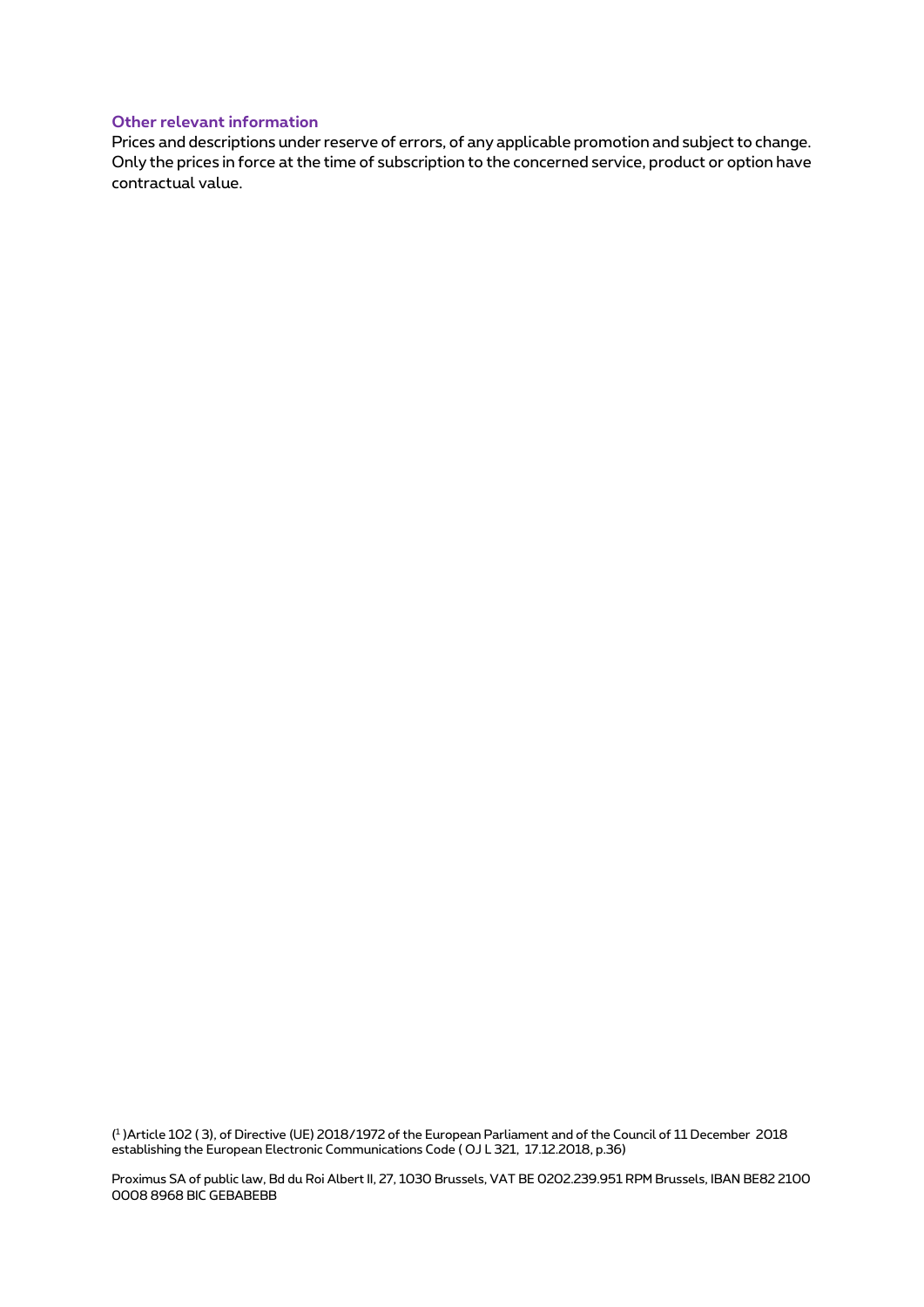### Other relevant information

Prices and descriptions under reserve of errors, of any applicable promotion and subject to change. Only the prices in force at the time of subscription to the concerned service, product or option have contractual value.

([1] )Article 102 ( 3), of Directive (UE) 2018/1972 of the European Parliament and of the Council of 11 December 2018 establishing the European Electronic Communications Code ( OJ L 321, 17.12.2018, p.36)

Proximus SA of public law, Bd du Roi Albert II, 27, 1030 Brussels, VAT BE 0202.239.951 RPM Brussels, IBAN BE82 2100 0008 8968 BIC GEBABEBB